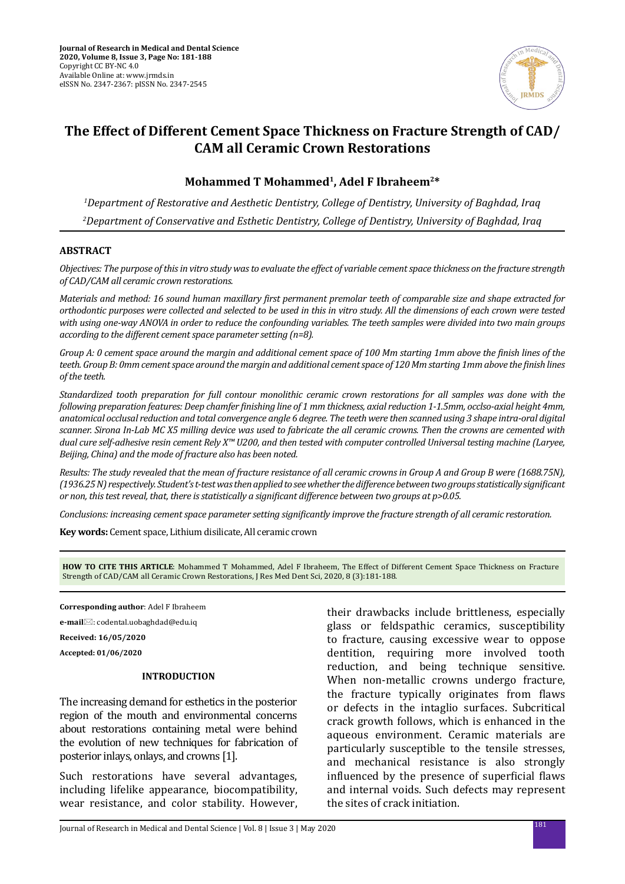**Journal of Research in Medical and Dental Science**
**2020, Volume 8, Issue 3, Page No: 181-188**
Copyright CC BY-NC 4.0
Available Online at: www.jrmds.in
eISSN No. 2347-2367: pISSN No. 2347-2545

# The Effect of Different Cement Space Thickness on Fracture Strength of CAD/CAM all Ceramic Crown Restorations

**Mohammed T Mohammed[1], Adel F Ibraheem[2]***

*[1]Department of Restorative and Aesthetic Dentistry, College of Dentistry, University of Baghdad, Iraq*

*[2]Department of Conservative and Esthetic Dentistry, College of Dentistry, University of Baghdad, Iraq*

## ABSTRACT

*Objectives: The purpose of this in vitro study was to evaluate the effect of variable cement space thickness on the fracture strength of CAD/CAM all ceramic crown restorations.*

*Materials and method: 16 sound human maxillary first permanent premolar teeth of comparable size and shape extracted for orthodontic purposes were collected and selected to be used in this in vitro study. All the dimensions of each crown were tested with using one-way ANOVA in order to reduce the confounding variables. The teeth samples were divided into two main groups according to the different cement space parameter setting (n=8).*

*Group A: 0 cement space around the margin and additional cement space of 100 Mm starting 1mm above the finish lines of the teeth. Group B: 0mm cement space around the margin and additional cement space of 120 Mm starting 1mm above the finish lines of the teeth.*

*Standardized tooth preparation for full contour monolithic ceramic crown restorations for all samples was done with the following preparation features: Deep chamfer finishing line of 1 mm thickness, axial reduction 1-1.5mm, occlso-axial height 4mm, anatomical occlusal reduction and total convergence angle 6 degree. The teeth were then scanned using 3 shape intra-oral digital scanner. Sirona In-Lab MC X5 milling device was used to fabricate the all ceramic crowns. Then the crowns are cemented with dual cure self-adhesive resin cement Rely X™ U200, and then tested with computer controlled Universal testing machine (Laryee, Beijing, China) and the mode of fracture also has been noted.*

*Results: The study revealed that the mean of fracture resistance of all ceramic crowns in Group A and Group B were (1688.75N), (1936.25 N) respectively. Student's t-test was then applied to see whether the difference between two groups statistically significant or non, this test reveal, that, there is statistically a significant difference between two groups at p>0.05.*

*Conclusions: increasing cement space parameter setting significantly improve the fracture strength of all ceramic restoration.*

**Key words:** Cement space, Lithium disilicate, All ceramic crown

**HOW TO CITE THIS ARTICLE**: Mohammed T Mohammed, Adel F Ibraheem, The Effect of Different Cement Space Thickness on Fracture Strength of CAD/CAM all Ceramic Crown Restorations, J Res Med Dent Sci, 2020, 8 (3):181-188.

**Corresponding author**: Adel F Ibraheem

**e-mail**: codental.uobaghdad@edu.iq

**Received: 16/05/2020**

**Accepted: 01/06/2020**

## INTRODUCTION

The increasing demand for esthetics in the posterior region of the mouth and environmental concerns about restorations containing metal were behind the evolution of new techniques for fabrication of posterior inlays, onlays, and crowns [1].

Such restorations have several advantages, including lifelike appearance, biocompatibility, wear resistance, and color stability. However, their drawbacks include brittleness, especially glass or feldspathic ceramics, susceptibility to fracture, causing excessive wear to oppose dentition, requiring more involved tooth reduction, and being technique sensitive. When non-metallic crowns undergo fracture, the fracture typically originates from flaws or defects in the intaglio surfaces. Subcritical crack growth follows, which is enhanced in the aqueous environment. Ceramic materials are particularly susceptible to the tensile stresses, and mechanical resistance is also strongly influenced by the presence of superficial flaws and internal voids. Such defects may represent the sites of crack initiation.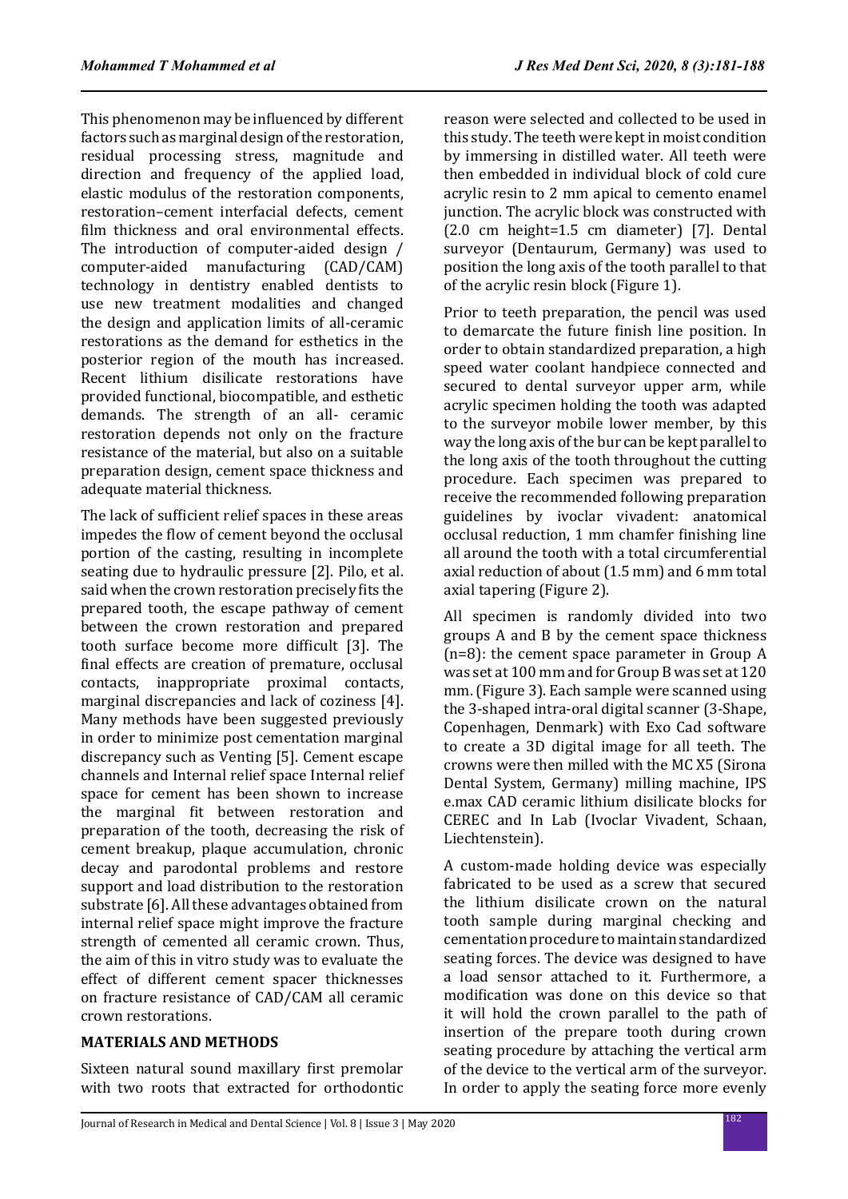This phenomenon may be influenced by different factors such as marginal design of the restoration, residual processing stress, magnitude and direction and frequency of the applied load, elastic modulus of the restoration components, restoration–cement interfacial defects, cement film thickness and oral environmental effects. The introduction of computer-aided design / computer-aided manufacturing (CAD/CAM) technology in dentistry enabled dentists to use new treatment modalities and changed the design and application limits of all-ceramic restorations as the demand for esthetics in the posterior region of the mouth has increased. Recent lithium disilicate restorations have provided functional, biocompatible, and esthetic demands. The strength of an all- ceramic restoration depends not only on the fracture resistance of the material, but also on a suitable preparation design, cement space thickness and adequate material thickness.

The lack of sufficient relief spaces in these areas impedes the flow of cement beyond the occlusal portion of the casting, resulting in incomplete seating due to hydraulic pressure [2]. Pilo, et al. said when the crown restoration precisely fits the prepared tooth, the escape pathway of cement between the crown restoration and prepared tooth surface become more difficult [3]. The final effects are creation of premature, occlusal contacts, inappropriate proximal contacts, marginal discrepancies and lack of coziness [4]. Many methods have been suggested previously in order to minimize post cementation marginal discrepancy such as Venting [5]. Cement escape channels and Internal relief space Internal relief space for cement has been shown to increase the marginal fit between restoration and preparation of the tooth, decreasing the risk of cement breakup, plaque accumulation, chronic decay and parodontal problems and restore support and load distribution to the restoration substrate [6]. All these advantages obtained from internal relief space might improve the fracture strength of cemented all ceramic crown. Thus, the aim of this in vitro study was to evaluate the effect of different cement spacer thicknesses on fracture resistance of CAD/CAM all ceramic crown restorations.

## MATERIALS AND METHODS

Sixteen natural sound maxillary first premolar with two roots that extracted for orthodontic reason were selected and collected to be used in this study. The teeth were kept in moist condition by immersing in distilled water. All teeth were then embedded in individual block of cold cure acrylic resin to 2 mm apical to cemento enamel junction. The acrylic block was constructed with (2.0 cm height=1.5 cm diameter) [7]. Dental surveyor (Dentaurum, Germany) was used to position the long axis of the tooth parallel to that of the acrylic resin block (Figure 1).

Prior to teeth preparation, the pencil was used to demarcate the future finish line position. In order to obtain standardized preparation, a high speed water coolant handpiece connected and secured to dental surveyor upper arm, while acrylic specimen holding the tooth was adapted to the surveyor mobile lower member, by this way the long axis of the bur can be kept parallel to the long axis of the tooth throughout the cutting procedure. Each specimen was prepared to receive the recommended following preparation guidelines by ivoclar vivadent: anatomical occlusal reduction, 1 mm chamfer finishing line all around the tooth with a total circumferential axial reduction of about (1.5 mm) and 6 mm total axial tapering (Figure 2).

All specimen is randomly divided into two groups A and B by the cement space thickness (n=8): the cement space parameter in Group A was set at 100 mm and for Group B was set at 120 mm. (Figure 3). Each sample were scanned using the 3-shaped intra-oral digital scanner (3-Shape, Copenhagen, Denmark) with Exo Cad software to create a 3D digital image for all teeth. The crowns were then milled with the MC X5 (Sirona Dental System, Germany) milling machine, IPS e.max CAD ceramic lithium disilicate blocks for CEREC and In Lab (Ivoclar Vivadent, Schaan, Liechtenstein).

A custom-made holding device was especially fabricated to be used as a screw that secured the lithium disilicate crown on the natural tooth sample during marginal checking and cementation procedure to maintain standardized seating forces. The device was designed to have a load sensor attached to it. Furthermore, a modification was done on this device so that it will hold the crown parallel to the path of insertion of the prepare tooth during crown seating procedure by attaching the vertical arm of the device to the vertical arm of the surveyor. In order to apply the seating force more evenly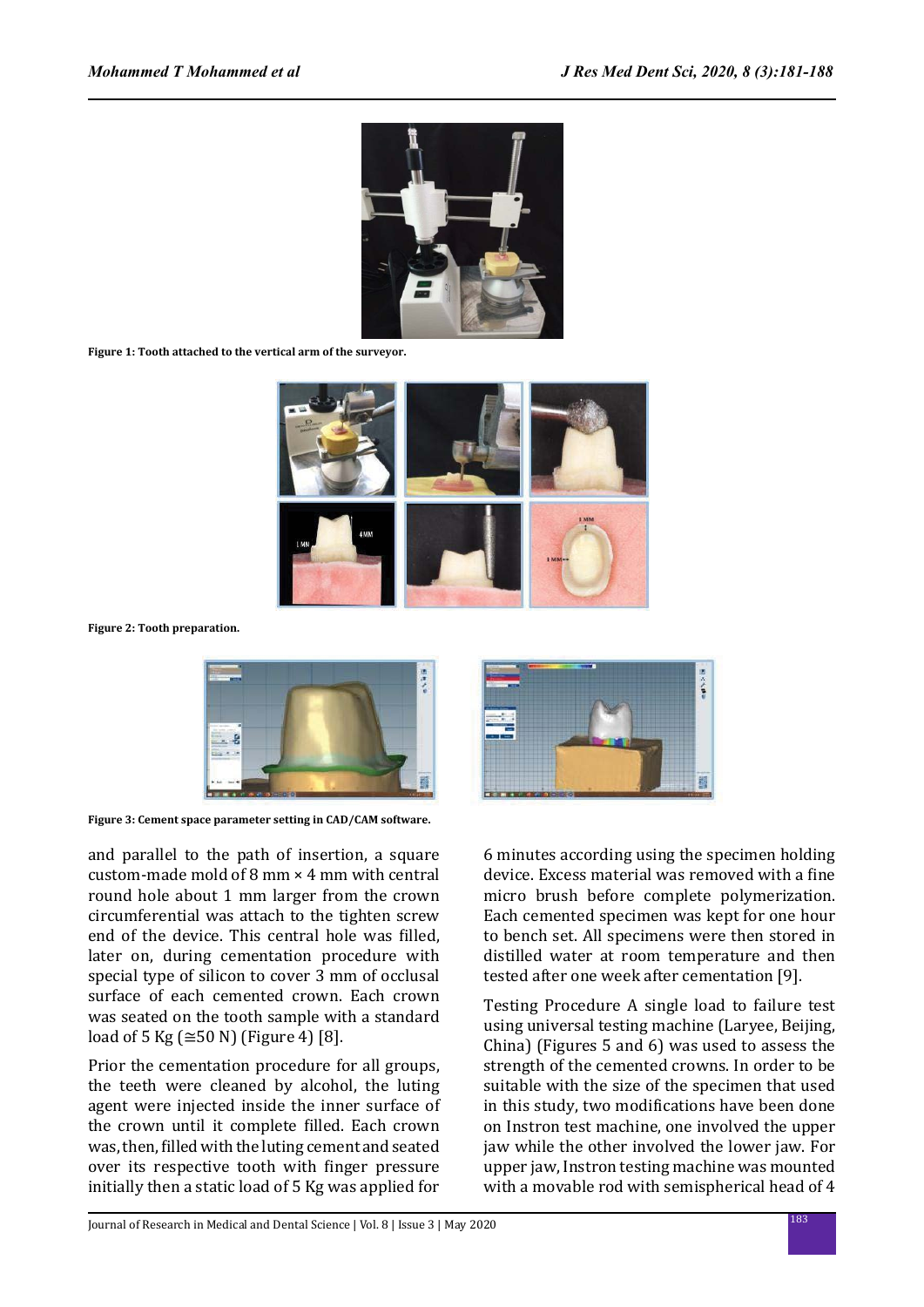Figure 1: Tooth attached to the vertical arm of the surveyor.

Figure 2: Tooth preparation.

Figure 3: Cement space parameter setting in CAD/CAM software.

and parallel to the path of insertion, a square custom-made mold of 8 mm × 4 mm with central round hole about 1 mm larger from the crown circumferential was attach to the tighten screw end of the device. This central hole was filled, later on, during cementation procedure with special type of silicon to cover 3 mm of occlusal surface of each cemented crown. Each crown was seated on the tooth sample with a standard load of 5 Kg (≅50 N) (Figure 4) [8].

Prior the cementation procedure for all groups, the teeth were cleaned by alcohol, the luting agent were injected inside the inner surface of the crown until it complete filled. Each crown was, then, filled with the luting cement and seated over its respective tooth with finger pressure initially then a static load of 5 Kg was applied for 6 minutes according using the specimen holding device. Excess material was removed with a fine micro brush before complete polymerization. Each cemented specimen was kept for one hour to bench set. All specimens were then stored in distilled water at room temperature and then tested after one week after cementation [9].

Testing Procedure A single load to failure test using universal testing machine (Laryee, Beijing, China) (Figures 5 and 6) was used to assess the strength of the cemented crowns. In order to be suitable with the size of the specimen that used in this study, two modifications have been done on Instron test machine, one involved the upper jaw while the other involved the lower jaw. For upper jaw, Instron testing machine was mounted with a movable rod with semispherical head of 4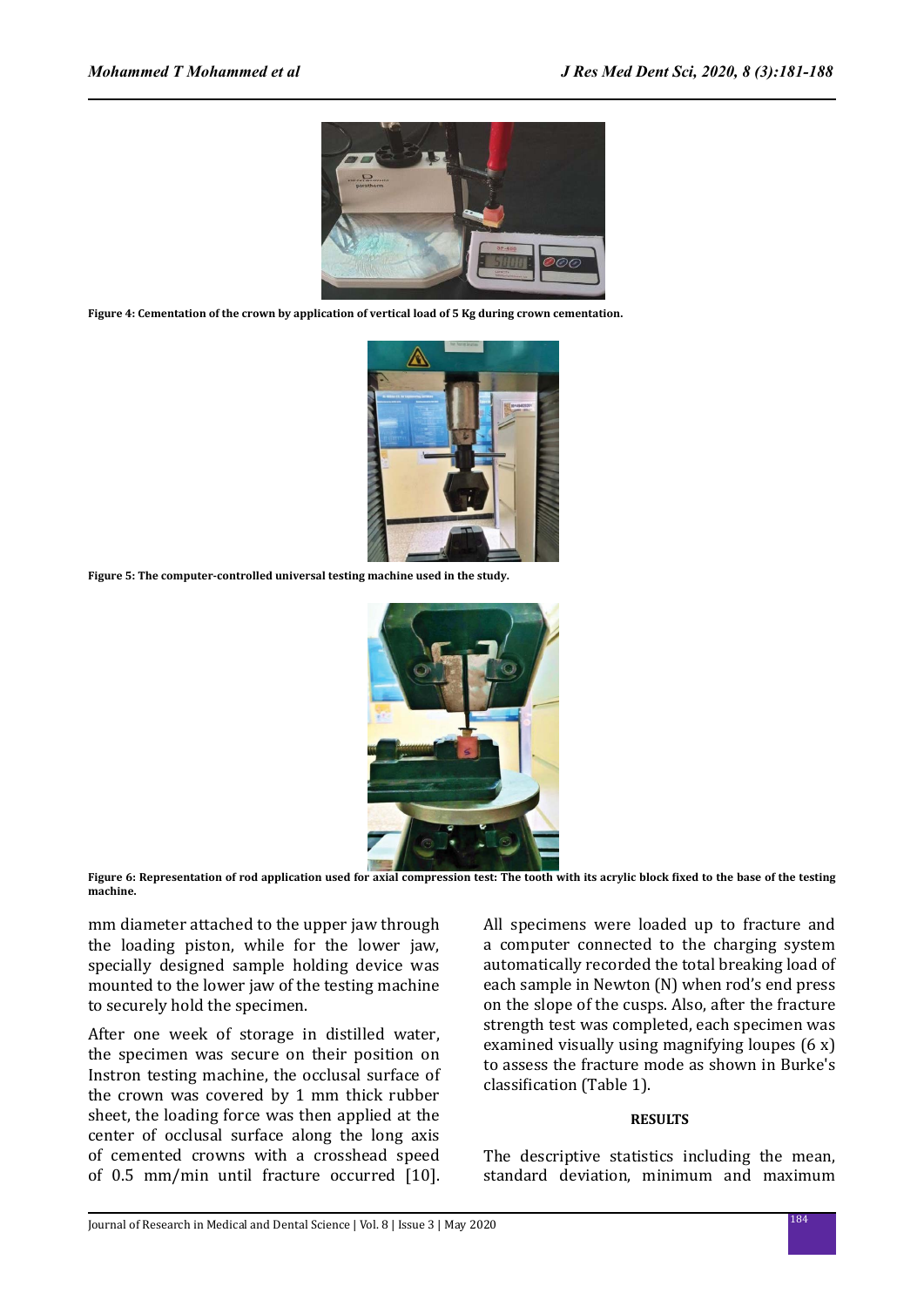**Figure 4: Cementation of the crown by application of vertical load of 5 Kg during crown cementation.**

**Figure 5: The computer-controlled universal testing machine used in the study.**

**Figure 6: Representation of rod application used for axial compression test: The tooth with its acrylic block fixed to the base of the testing machine.**

mm diameter attached to the upper jaw through the loading piston, while for the lower jaw, specially designed sample holding device was mounted to the lower jaw of the testing machine to securely hold the specimen.

After one week of storage in distilled water, the specimen was secure on their position on Instron testing machine, the occlusal surface of the crown was covered by 1 mm thick rubber sheet, the loading force was then applied at the center of occlusal surface along the long axis of cemented crowns with a crosshead speed of 0.5 mm/min until fracture occurred [10]. All specimens were loaded up to fracture and a computer connected to the charging system automatically recorded the total breaking load of each sample in Newton (N) when rod's end press on the slope of the cusps. Also, after the fracture strength test was completed, each specimen was examined visually using magnifying loupes (6 x) to assess the fracture mode as shown in Burke's classification (Table 1).

## RESULTS

The descriptive statistics including the mean, standard deviation, minimum and maximum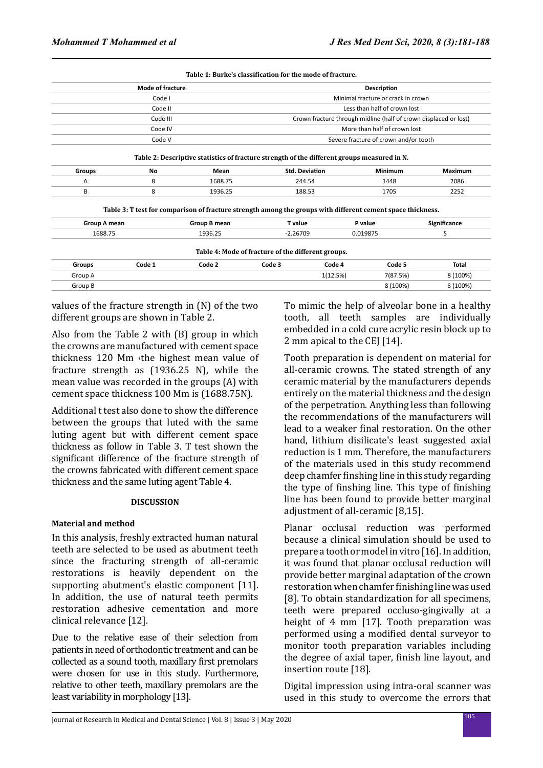Table 1: Burke's classification for the mode of fracture.

| Mode of fracture | Description |
|---|---|
| Code I | Minimal fracture or crack in crown |
| Code II | Less than half of crown lost |
| Code III | Crown fracture through midline (half of crown displaced or lost) |
| Code IV | More than half of crown lost |
| Code V | Severe fracture of crown and/or tooth |

Table 2: Descriptive statistics of fracture strength of the different groups measured in N.

| Groups | No | Mean | Std. Deviation | Minimum | Maximum |
|---|---|---|---|---|---|
| A | 8 | 1688.75 | 244.54 | 1448 | 2086 |
| B | 8 | 1936.25 | 188.53 | 1705 | 2252 |

Table 3: T test for comparison of fracture strength among the groups with different cement space thickness.

| Group A mean | Group B mean | T value | P value | Significance |
|---|---|---|---|---|
| 1688.75 | 1936.25 | -2.26709 | 0.019875 | S |

Table 4: Mode of fracture of the different groups.

| Groups | Code 1 | Code 2 | Code 3 | Code 4 | Code 5 | Total |
|---|---|---|---|---|---|---|
| Group A | | | | 1(12.5%) | 7(87.5%) | 8 (100%) |
| Group B | | | | | 8 (100%) | 8 (100%) |

values of the fracture strength in (N) of the two different groups are shown in Table 2.

Also from the Table 2 with (B) group in which the crowns are manufactured with cement space thickness 120 Mm ،the highest mean value of fracture strength as (1936.25 N), while the mean value was recorded in the groups (A) with cement space thickness 100 Mm is (1688.75N).

Additional t test also done to show the difference between the groups that luted with the same luting agent but with different cement space thickness as follow in Table 3. T test shown the significant difference of the fracture strength of the crowns fabricated with different cement space thickness and the same luting agent Table 4.

## DISCUSSION

### Material and method

In this analysis, freshly extracted human natural teeth are selected to be used as abutment teeth since the fracturing strength of all-ceramic restorations is heavily dependent on the supporting abutment's elastic component [11]. In addition, the use of natural teeth permits restoration adhesive cementation and more clinical relevance [12].

Due to the relative ease of their selection from patients in need of orthodontic treatment and can be collected as a sound tooth, maxillary first premolars were chosen for use in this study. Furthermore, relative to other teeth, maxillary premolars are the least variability in morphology [13].

To mimic the help of alveolar bone in a healthy tooth, all teeth samples are individually embedded in a cold cure acrylic resin block up to 2 mm apical to the CEJ [14].

Tooth preparation is dependent on material for all-ceramic crowns. The stated strength of any ceramic material by the manufacturers depends entirely on the material thickness and the design of the perpetration. Anything less than following the recommendations of the manufacturers will lead to a weaker final restoration. On the other hand, lithium disilicate's least suggested axial reduction is 1 mm. Therefore, the manufacturers of the materials used in this study recommend deep chamfer finshing line in this study regarding the type of finshing line. This type of finishing line has been found to provide better marginal adjustment of all-ceramic [8,15].

Planar occlusal reduction was performed because a clinical simulation should be used to prepare a tooth or model in vitro [16]. In addition, it was found that planar occlusal reduction will provide better marginal adaptation of the crown restoration when chamfer finishing line was used [8]. To obtain standardization for all specimens, teeth were prepared occluso-gingivally at a height of 4 mm [17]. Tooth preparation was performed using a modified dental surveyor to monitor tooth preparation variables including the degree of axial taper, finish line layout, and insertion route [18].

Digital impression using intra-oral scanner was used in this study to overcome the errors that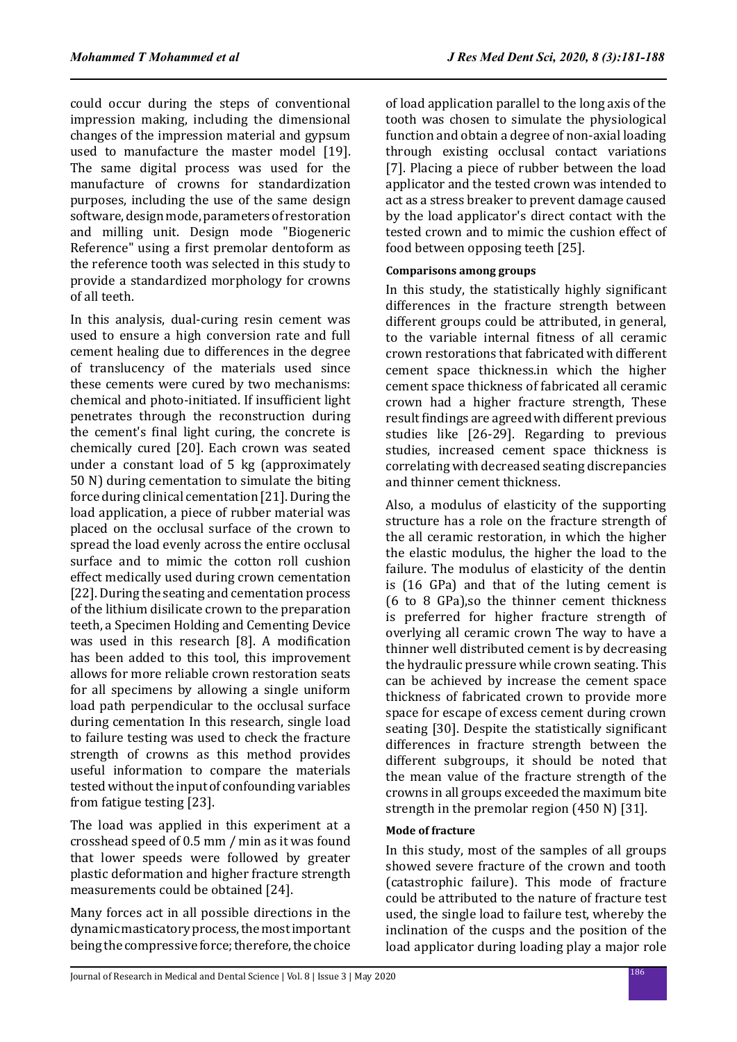could occur during the steps of conventional impression making, including the dimensional changes of the impression material and gypsum used to manufacture the master model [19]. The same digital process was used for the manufacture of crowns for standardization purposes, including the use of the same design software, design mode, parameters of restoration and milling unit. Design mode "Biogeneric Reference" using a first premolar dentoform as the reference tooth was selected in this study to provide a standardized morphology for crowns of all teeth.

In this analysis, dual-curing resin cement was used to ensure a high conversion rate and full cement healing due to differences in the degree of translucency of the materials used since these cements were cured by two mechanisms: chemical and photo-initiated. If insufficient light penetrates through the reconstruction during the cement's final light curing, the concrete is chemically cured [20]. Each crown was seated under a constant load of 5 kg (approximately 50 N) during cementation to simulate the biting force during clinical cementation [21]. During the load application, a piece of rubber material was placed on the occlusal surface of the crown to spread the load evenly across the entire occlusal surface and to mimic the cotton roll cushion effect medically used during crown cementation [22]. During the seating and cementation process of the lithium disilicate crown to the preparation teeth, a Specimen Holding and Cementing Device was used in this research [8]. A modification has been added to this tool, this improvement allows for more reliable crown restoration seats for all specimens by allowing a single uniform load path perpendicular to the occlusal surface during cementation In this research, single load to failure testing was used to check the fracture strength of crowns as this method provides useful information to compare the materials tested without the input of confounding variables from fatigue testing [23].

The load was applied in this experiment at a crosshead speed of 0.5 mm / min as it was found that lower speeds were followed by greater plastic deformation and higher fracture strength measurements could be obtained [24].

Many forces act in all possible directions in the dynamic masticatory process, the most important being the compressive force; therefore, the choice of load application parallel to the long axis of the tooth was chosen to simulate the physiological function and obtain a degree of non-axial loading through existing occlusal contact variations [7]. Placing a piece of rubber between the load applicator and the tested crown was intended to act as a stress breaker to prevent damage caused by the load applicator's direct contact with the tested crown and to mimic the cushion effect of food between opposing teeth [25].

#### Comparisons among groups

In this study, the statistically highly significant differences in the fracture strength between different groups could be attributed, in general, to the variable internal fitness of all ceramic crown restorations that fabricated with different cement space thickness.in which the higher cement space thickness of fabricated all ceramic crown had a higher fracture strength, These result findings are agreed with different previous studies like [26-29]. Regarding to previous studies, increased cement space thickness is correlating with decreased seating discrepancies and thinner cement thickness.

Also, a modulus of elasticity of the supporting structure has a role on the fracture strength of the all ceramic restoration, in which the higher the elastic modulus, the higher the load to the failure. The modulus of elasticity of the dentin is (16 GPa) and that of the luting cement is (6 to 8 GPa),so the thinner cement thickness is preferred for higher fracture strength of overlying all ceramic crown The way to have a thinner well distributed cement is by decreasing the hydraulic pressure while crown seating. This can be achieved by increase the cement space thickness of fabricated crown to provide more space for escape of excess cement during crown seating [30]. Despite the statistically significant differences in fracture strength between the different subgroups, it should be noted that the mean value of the fracture strength of the crowns in all groups exceeded the maximum bite strength in the premolar region (450 N) [31].

#### Mode of fracture

In this study, most of the samples of all groups showed severe fracture of the crown and tooth (catastrophic failure). This mode of fracture could be attributed to the nature of fracture test used, the single load to failure test, whereby the inclination of the cusps and the position of the load applicator during loading play a major role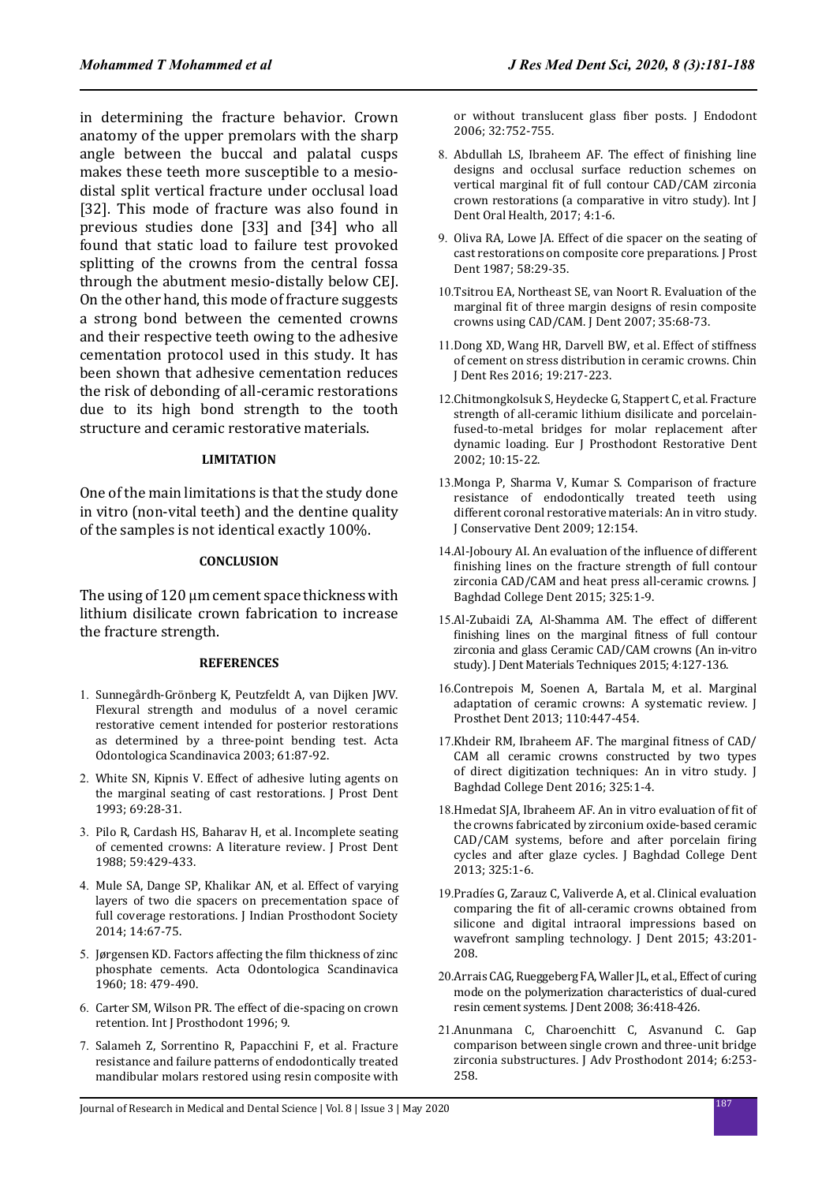in determining the fracture behavior. Crown anatomy of the upper premolars with the sharp angle between the buccal and palatal cusps makes these teeth more susceptible to a mesio-distal split vertical fracture under occlusal load [32]. This mode of fracture was also found in previous studies done [33] and [34] who all found that static load to failure test provoked splitting of the crowns from the central fossa through the abutment mesio-distally below CEJ. On the other hand, this mode of fracture suggests a strong bond between the cemented crowns and their respective teeth owing to the adhesive cementation protocol used in this study. It has been shown that adhesive cementation reduces the risk of debonding of all-ceramic restorations due to its high bond strength to the tooth structure and ceramic restorative materials.

## LIMITATION

One of the main limitations is that the study done in vitro (non-vital teeth) and the dentine quality of the samples is not identical exactly 100%.

## CONCLUSION

The using of 120 µm cement space thickness with lithium disilicate crown fabrication to increase the fracture strength.

## REFERENCES

1. Sunnegårdh-Grönberg K, Peutzfeldt A, van Dijken JWV. Flexural strength and modulus of a novel ceramic restorative cement intended for posterior restorations as determined by a three-point bending test. Acta Odontologica Scandinavica 2003; 61:87-92.
2. White SN, Kipnis V. Effect of adhesive luting agents on the marginal seating of cast restorations. J Prost Dent 1993; 69:28-31.
3. Pilo R, Cardash HS, Baharav H, et al. Incomplete seating of cemented crowns: A literature review. J Prost Dent 1988; 59:429-433.
4. Mule SA, Dange SP, Khalikar AN, et al. Effect of varying layers of two die spacers on precementation space of full coverage restorations. J Indian Prosthodont Society 2014; 14:67-75.
5. Jørgensen KD. Factors affecting the film thickness of zinc phosphate cements. Acta Odontologica Scandinavica 1960; 18: 479-490.
6. Carter SM, Wilson PR. The effect of die-spacing on crown retention. Int J Prosthodont 1996; 9.
7. Salameh Z, Sorrentino R, Papacchini F, et al. Fracture resistance and failure patterns of endodontically treated mandibular molars restored using resin composite with or without translucent glass fiber posts. J Endodont 2006; 32:752-755.
8. Abdullah LS, Ibraheem AF. The effect of finishing line designs and occlusal surface reduction schemes on vertical marginal fit of full contour CAD/CAM zirconia crown restorations (a comparative in vitro study). Int J Dent Oral Health, 2017; 4:1-6.
9. Oliva RA, Lowe JA. Effect of die spacer on the seating of cast restorations on composite core preparations. J Prost Dent 1987; 58:29-35.
10. Tsitrou EA, Northeast SE, van Noort R. Evaluation of the marginal fit of three margin designs of resin composite crowns using CAD/CAM. J Dent 2007; 35:68-73.
11. Dong XD, Wang HR, Darvell BW, et al. Effect of stiffness of cement on stress distribution in ceramic crowns. Chin J Dent Res 2016; 19:217-223.
12. Chitmongkolsuk S, Heydecke G, Stappert C, et al. Fracture strength of all-ceramic lithium disilicate and porcelain-fused-to-metal bridges for molar replacement after dynamic loading. Eur J Prosthodont Restorative Dent 2002; 10:15-22.
13. Monga P, Sharma V, Kumar S. Comparison of fracture resistance of endodontically treated teeth using different coronal restorative materials: An in vitro study. J Conservative Dent 2009; 12:154.
14. Al-Joboury AI. An evaluation of the influence of different finishing lines on the fracture strength of full contour zirconia CAD/CAM and heat press all-ceramic crowns. J Baghdad College Dent 2015; 325:1-9.
15. Al-Zubaidi ZA, Al-Shamma AM. The effect of different finishing lines on the marginal fitness of full contour zirconia and glass Ceramic CAD/CAM crowns (An in-vitro study). J Dent Materials Techniques 2015; 4:127-136.
16. Contrepois M, Soenen A, Bartala M, et al. Marginal adaptation of ceramic crowns: A systematic review. J Prosthet Dent 2013; 110:447-454.
17. Khdeir RM, Ibraheem AF. The marginal fitness of CAD/CAM all ceramic crowns constructed by two types of direct digitization techniques: An in vitro study. J Baghdad College Dent 2016; 325:1-4.
18. Hmedat SJA, Ibraheem AF. An in vitro evaluation of fit of the crowns fabricated by zirconium oxide-based ceramic CAD/CAM systems, before and after porcelain firing cycles and after glaze cycles. J Baghdad College Dent 2013; 325:1-6.
19. Pradíes G, Zarauz C, Valiverde A, et al. Clinical evaluation comparing the fit of all-ceramic crowns obtained from silicone and digital intraoral impressions based on wavefront sampling technology. J Dent 2015; 43:201-208.
20. Arrais CAG, Rueggeberg FA, Waller JL, et al., Effect of curing mode on the polymerization characteristics of dual-cured resin cement systems. J Dent 2008; 36:418-426.
21. Anunmana C, Charoenchitt C, Asvanund C. Gap comparison between single crown and three-unit bridge zirconia substructures. J Adv Prosthodont 2014; 6:253-258.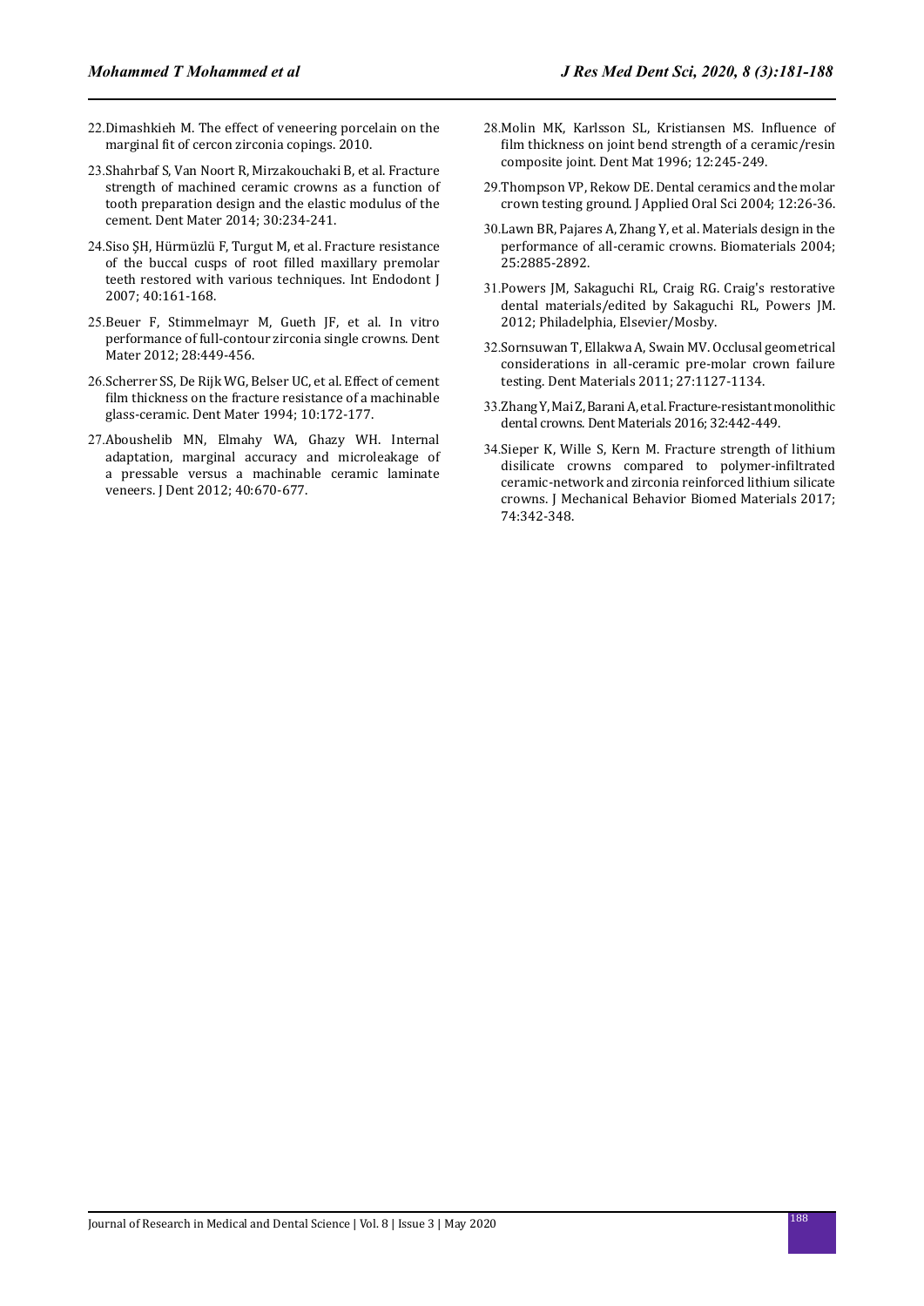22. Dimashkieh M. The effect of veneering porcelain on the marginal fit of cercon zirconia copings. 2010.

23. Shahrbaf S, Van Noort R, Mirzakouchaki B, et al. Fracture strength of machined ceramic crowns as a function of tooth preparation design and the elastic modulus of the cement. Dent Mater 2014; 30:234-241.

24. Siso ŞH, Hürmüzlü F, Turgut M, et al. Fracture resistance of the buccal cusps of root filled maxillary premolar teeth restored with various techniques. Int Endodont J 2007; 40:161-168.

25. Beuer F, Stimmelmayr M, Gueth JF, et al. In vitro performance of full-contour zirconia single crowns. Dent Mater 2012; 28:449-456.

26. Scherrer SS, De Rijk WG, Belser UC, et al. Effect of cement film thickness on the fracture resistance of a machinable glass-ceramic. Dent Mater 1994; 10:172-177.

27. Aboushelib MN, Elmahy WA, Ghazy WH. Internal adaptation, marginal accuracy and microleakage of a pressable versus a machinable ceramic laminate veneers. J Dent 2012; 40:670-677.

28. Molin MK, Karlsson SL, Kristiansen MS. Influence of film thickness on joint bend strength of a ceramic/resin composite joint. Dent Mat 1996; 12:245-249.

29. Thompson VP, Rekow DE. Dental ceramics and the molar crown testing ground. J Applied Oral Sci 2004; 12:26-36.

30. Lawn BR, Pajares A, Zhang Y, et al. Materials design in the performance of all-ceramic crowns. Biomaterials 2004; 25:2885-2892.

31. Powers JM, Sakaguchi RL, Craig RG. Craig's restorative dental materials/edited by Sakaguchi RL, Powers JM. 2012; Philadelphia, Elsevier/Mosby.

32. Sornsuwan T, Ellakwa A, Swain MV. Occlusal geometrical considerations in all-ceramic pre-molar crown failure testing. Dent Materials 2011; 27:1127-1134.

33. Zhang Y, Mai Z, Barani A, et al. Fracture-resistant monolithic dental crowns. Dent Materials 2016; 32:442-449.

34. Sieper K, Wille S, Kern M. Fracture strength of lithium disilicate crowns compared to polymer-infiltrated ceramic-network and zirconia reinforced lithium silicate crowns. J Mechanical Behavior Biomed Materials 2017; 74:342-348.